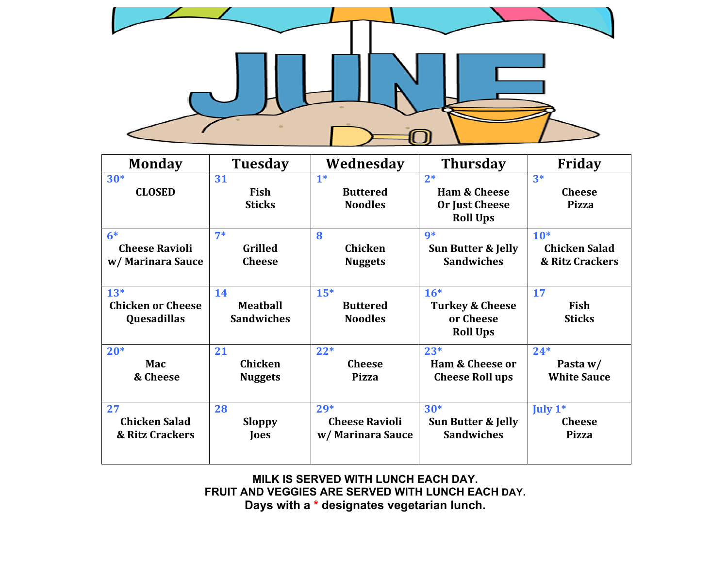# JUNE

| Monday | Tuesday | Wednesday | Thursday | Friday |
|---|---|---|---|---|
| 30* CLOSED | 31 Fish Sticks | 1* Buttered Noodles | 2* Ham & Cheese Or Just Cheese Roll Ups | 3* Cheese Pizza |
| 6* Cheese Ravioli w/ Marinara Sauce | 7* Grilled Cheese | 8 Chicken Nuggets | 9* Sun Butter & Jelly Sandwiches | 10* Chicken Salad & Ritz Crackers |
| 13* Chicken or Cheese Quesadillas | 14 Meatball Sandwiches | 15* Buttered Noodles | 16* Turkey & Cheese or Cheese Roll Ups | 17 Fish Sticks |
| 20* Mac & Cheese | 21 Chicken Nuggets | 22* Cheese Pizza | 23* Ham & Cheese or Cheese Roll ups | 24* Pasta w/ White Sauce |
| 27 Chicken Salad & Ritz Crackers | 28 Sloppy Joes | 29* Cheese Ravioli w/ Marinara Sauce | 30* Sun Butter & Jelly Sandwiches | July 1* Cheese Pizza |

**MILK IS SERVED WITH LUNCH EACH DAY.**
**FRUIT AND VEGGIES ARE SERVED WITH LUNCH EACH DAY.**
**Days with a * designates vegetarian lunch.**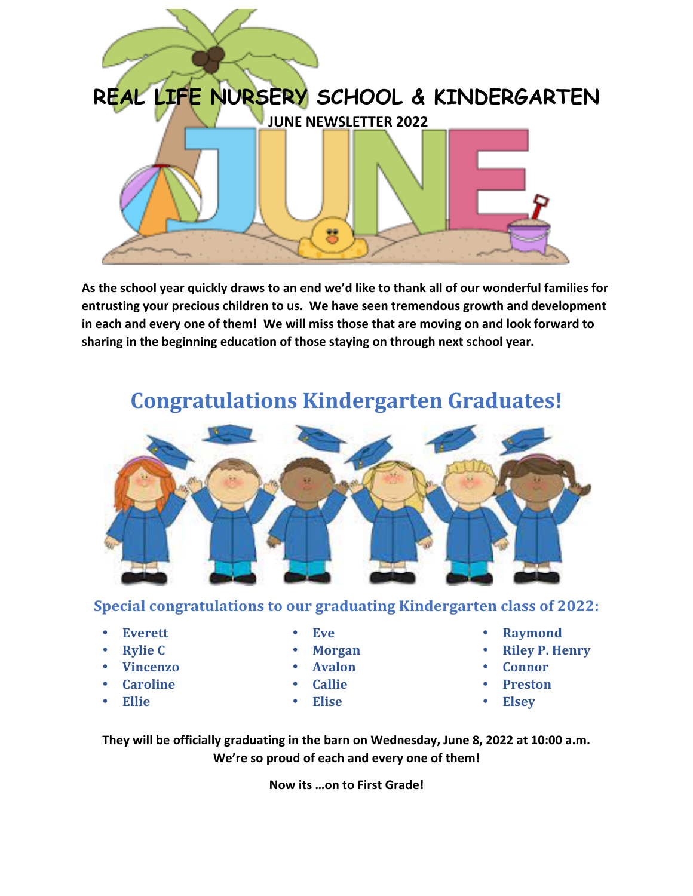# REAL LIFE NURSERY SCHOOL & KINDERGARTEN

**JUNE NEWSLETTER 2022**

**As the school year quickly draws to an end we'd like to thank all of our wonderful families for entrusting your precious children to us. We have seen tremendous growth and development in each and every one of them! We will miss those that are moving on and look forward to sharing in the beginning education of those staying on through next school year.**

## Congratulations Kindergarten Graduates!

### Special congratulations to our graduating Kindergarten class of 2022:

- Everett
- Rylie C
- Vincenzo
- Caroline
- Ellie
- Eve
- Morgan
- Avalon
- Callie
- Elise
- Raymond
- Riley P. Henry
- Connor
- Preston
- Elsey

**They will be officially graduating in the barn on Wednesday, June 8, 2022 at 10:00 a.m. We're so proud of each and every one of them!**

**Now its …on to First Grade!**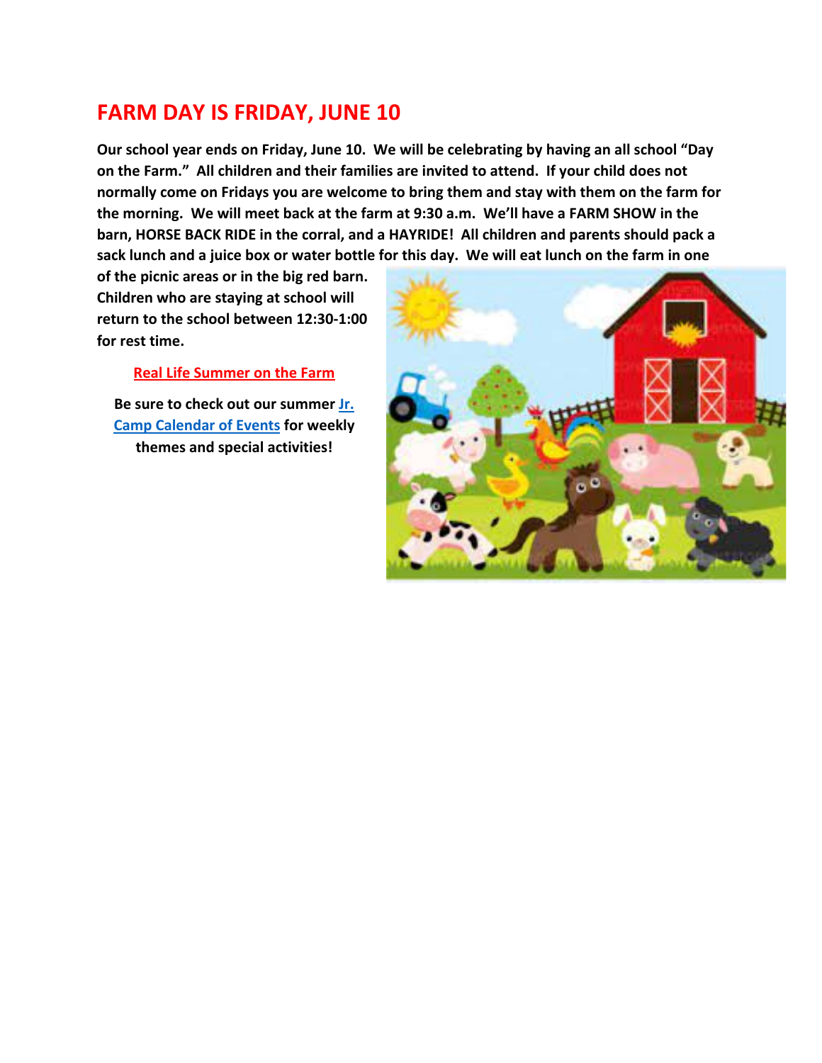# FARM DAY IS FRIDAY, JUNE 10

**Our school year ends on Friday, June 10. We will be celebrating by having an all school "Day on the Farm." All children and their families are invited to attend. If your child does not normally come on Fridays you are welcome to bring them and stay with them on the farm for the morning. We will meet back at the farm at 9:30 a.m. We'll have a FARM SHOW in the barn, HORSE BACK RIDE in the corral, and a HAYRIDE! All children and parents should pack a sack lunch and a juice box or water bottle for this day. We will eat lunch on the farm in one of the picnic areas or in the big red barn. Children who are staying at school will return to the school between 12:30-1:00 for rest time.**

**Real Life Summer on the Farm**

**Be sure to check out our summer Jr. Camp Calendar of Events for weekly themes and special activities!**